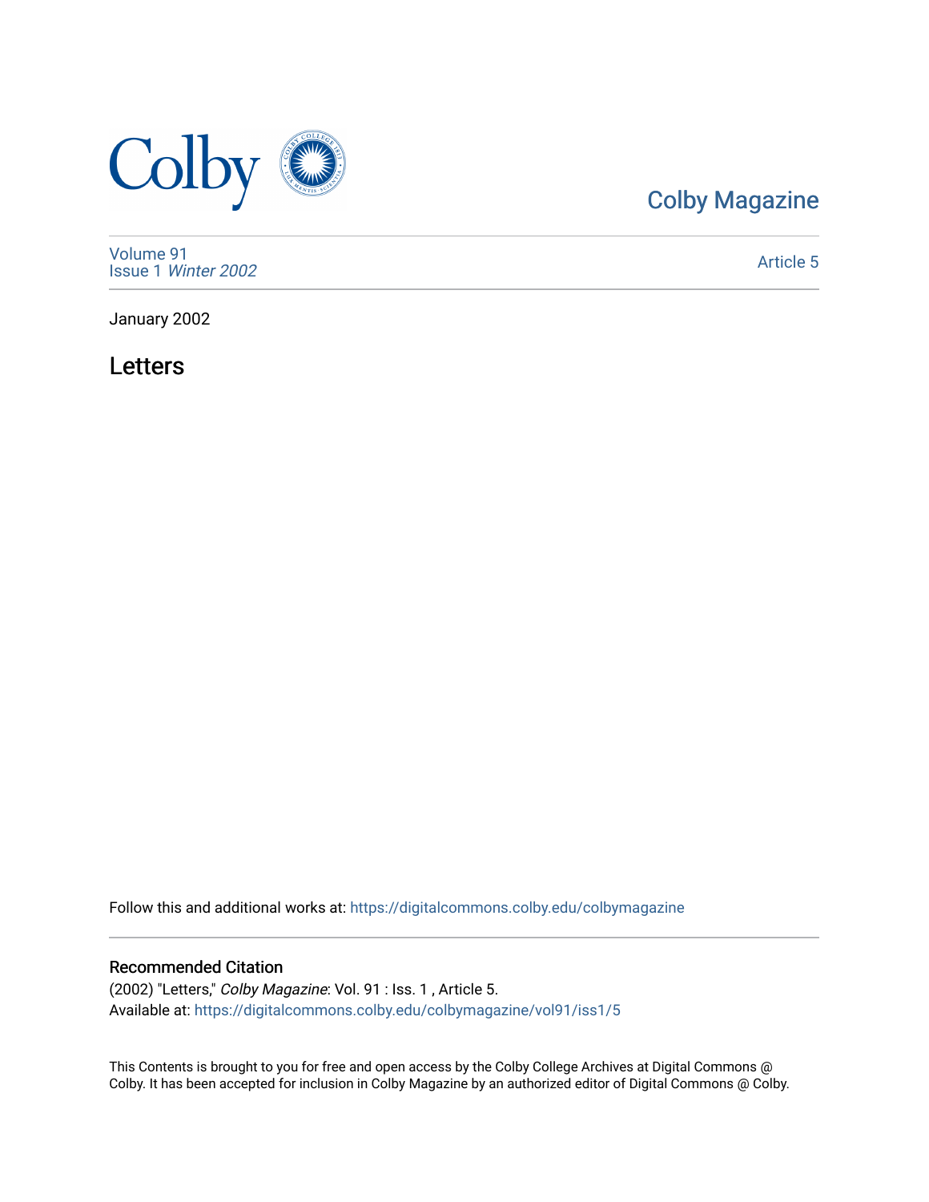Colby Magazine

Volume 91
Issue 1 *Winter 2002*

Article 5

January 2002

# Letters

Follow this and additional works at: https://digitalcommons.colby.edu/colbymagazine

## Recommended Citation

(2002) "Letters," *Colby Magazine*: Vol. 91 : Iss. 1 , Article 5.
Available at: https://digitalcommons.colby.edu/colbymagazine/vol91/iss1/5

This Contents is brought to you for free and open access by the Colby College Archives at Digital Commons @ Colby. It has been accepted for inclusion in Colby Magazine by an authorized editor of Digital Commons @ Colby.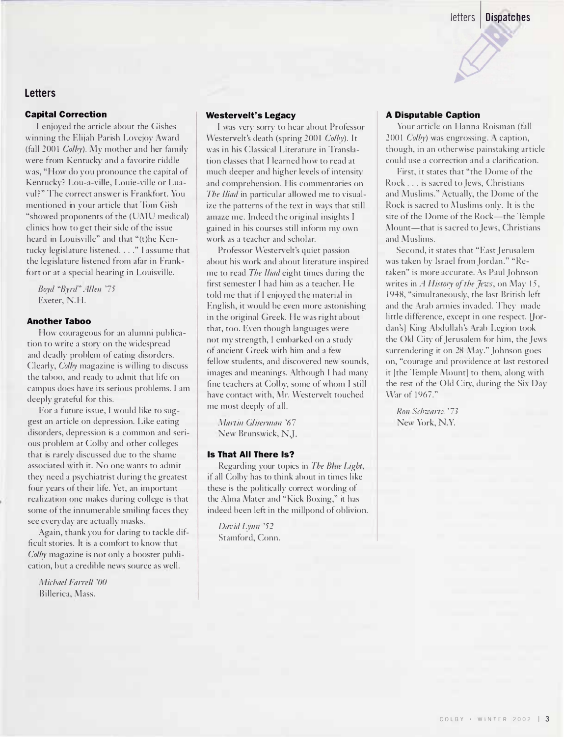## Letters

### Capital Correction

I enjoyed the article about the Gishes winning the Elijah Parish Lovejoy Award (fall 2001 *Colby*). My mother and her family were from Kentucky and a favorite riddle was, "How do you pronounce the capital of Kentucky? Lou-a-ville, Louie-ville or Lua-vul?" The correct answer is Frankfort. You mentioned in your article that Tom Gish "showed proponents of the (UMU medical) clinics how to get their side of the issue heard in Louisville" and that "(t)he Kentucky legislature listened. . . ." I assume that the legislature listened from afar in Frankfort or at a special hearing in Louisville.

*Boyd "Byrd" Allen '75*
Exeter, N.H.

### Another Taboo

How courageous for an alumni publication to write a story on the widespread and deadly problem of eating disorders. Clearly, *Colby* magazine is willing to discuss the taboo, and ready to admit that life on campus does have its serious problems. I am deeply grateful for this.

For a future issue, I would like to suggest an article on depression. Like eating disorders, depression is a common and serious problem at Colby and other colleges that is rarely discussed due to the shame associated with it. No one wants to admit they need a psychiatrist during the greatest four years of their life. Yet, an important realization one makes during college is that some of the innumerable smiling faces they see everyday are actually masks.

Again, thank you for daring to tackle difficult stories. It is a comfort to know that *Colby* magazine is not only a booster publication, but a credible news source as well.

*Michael Farrell '00*
Billerica, Mass.

### Westervelt's Legacy

I was very sorry to hear about Professor Westervelt's death (spring 2001 *Colby*). It was in his Classical Literature in Translation classes that I learned how to read at much deeper and higher levels of intensity and comprehension. His commentaries on *The Iliad* in particular allowed me to visualize the patterns of the text in ways that still amaze me. Indeed the original insights I gained in his courses still inform my own work as a teacher and scholar.

Professor Westervelt's quiet passion about his work and about literature inspired me to read *The Iliad* eight times during the first semester I had him as a teacher. He told me that if I enjoyed the material in English, it would be even more astonishing in the original Greek. He was right about that, too. Even though languages were not my strength, I embarked on a study of ancient Greek with him and a few fellow students, and discovered new sounds, images and meanings. Although I had many fine teachers at Colby, some of whom I still have contact with, Mr. Westervelt touched me most deeply of all.

*Martin Gliserman '67*
New Brunswick, N.J.

### Is That All There Is?

Regarding your topics in *The Blue Light*, if all Colby has to think about in times like these is the politically correct wording of the Alma Mater and "Kick Boxing," it has indeed been left in the millpond of oblivion.

*David Lynn '52*
Stamford, Conn.

### A Disputable Caption

Your article on Hanna Roisman (fall 2001 *Colby*) was engrossing. A caption, though, in an otherwise painstaking article could use a correction and a clarification.

First, it states that "the Dome of the Rock . . . is sacred to Jews, Christians and Muslims." Actually, the Dome of the Rock is sacred to Muslims only. It is the site of the Dome of the Rock—the Temple Mount—that is sacred to Jews, Christians and Muslims.

Second, it states that "East Jerusalem was taken by Israel from Jordan." "Retaken" is more accurate. As Paul Johnson writes in *A History of the Jews*, on May 15, 1948, "simultaneously, the last British left and the Arab armies invaded. They made little difference, except in one respect. [Jordan's] King Abdullah's Arab Legion took the Old City of Jerusalem for him, the Jews surrendering it on 28 May." Johnson goes on, "courage and providence at last restored it [the Temple Mount] to them, along with the rest of the Old City, during the Six Day War of 1967."

*Ron Schwartz '73*
New York, N.Y.